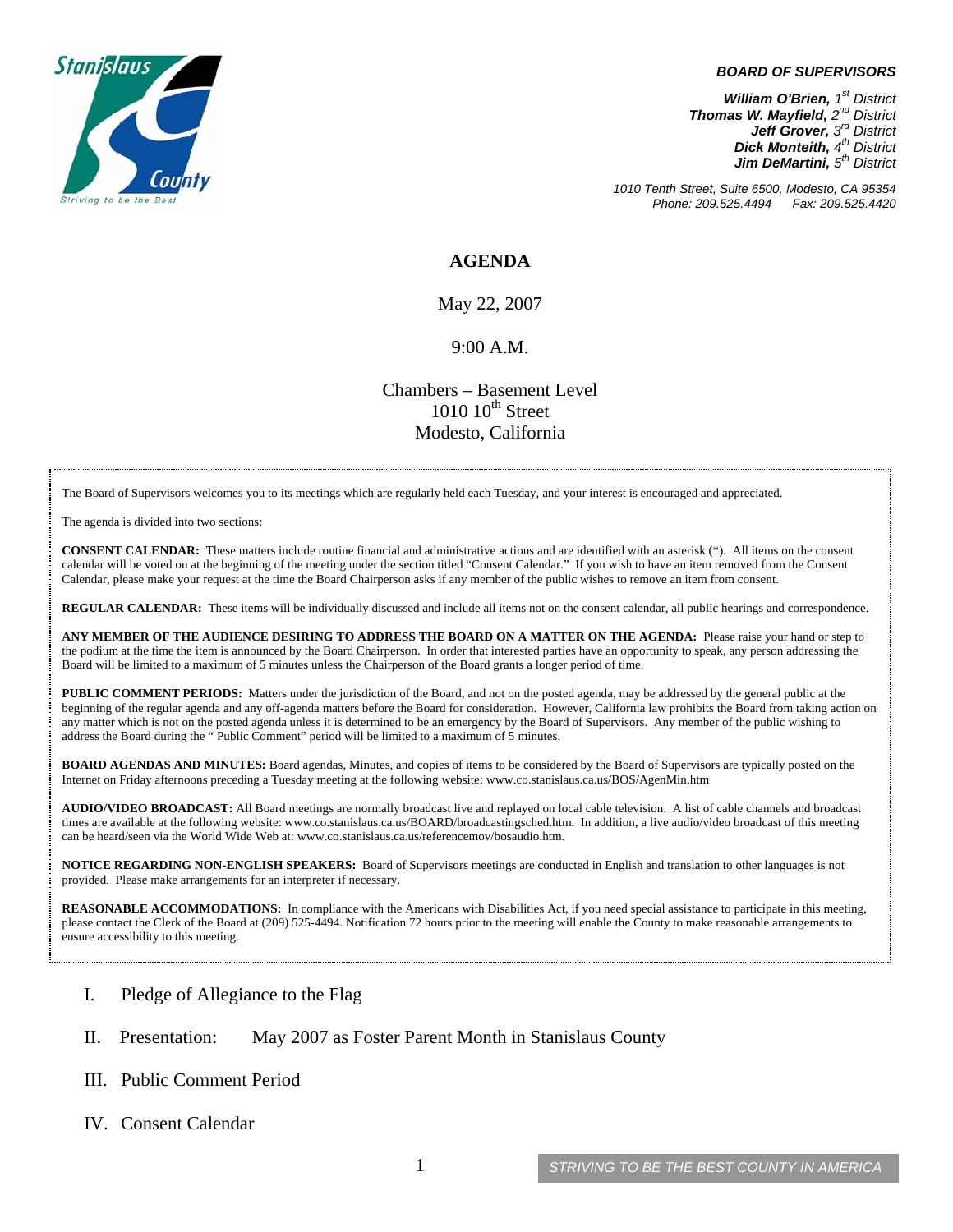**BOARD OF SUPERVISORS**

*William O'Brien, 1st District*
*Thomas W. Mayfield, 2nd District*
*Jeff Grover, 3rd District*
*Dick Monteith, 4th District*
*Jim DeMartini, 5th District*

*1010 Tenth Street, Suite 6500, Modesto, CA 95354*
*Phone: 209.525.4494 Fax: 209.525.4420*

# AGENDA

May 22, 2007

9:00 A.M.

Chambers – Basement Level
1010 10th Street
Modesto, California

The Board of Supervisors welcomes you to its meetings which are regularly held each Tuesday, and your interest is encouraged and appreciated.

The agenda is divided into two sections:

**CONSENT CALENDAR:** These matters include routine financial and administrative actions and are identified with an asterisk (*). All items on the consent calendar will be voted on at the beginning of the meeting under the section titled "Consent Calendar." If you wish to have an item removed from the Consent Calendar, please make your request at the time the Board Chairperson asks if any member of the public wishes to remove an item from consent.

**REGULAR CALENDAR:** These items will be individually discussed and include all items not on the consent calendar, all public hearings and correspondence.

**ANY MEMBER OF THE AUDIENCE DESIRING TO ADDRESS THE BOARD ON A MATTER ON THE AGENDA:** Please raise your hand or step to the podium at the time the item is announced by the Board Chairperson. In order that interested parties have an opportunity to speak, any person addressing the Board will be limited to a maximum of 5 minutes unless the Chairperson of the Board grants a longer period of time.

**PUBLIC COMMENT PERIODS:** Matters under the jurisdiction of the Board, and not on the posted agenda, may be addressed by the general public at the beginning of the regular agenda and any off-agenda matters before the Board for consideration. However, California law prohibits the Board from taking action on any matter which is not on the posted agenda unless it is determined to be an emergency by the Board of Supervisors. Any member of the public wishing to address the Board during the " Public Comment" period will be limited to a maximum of 5 minutes.

**BOARD AGENDAS AND MINUTES:** Board agendas, Minutes, and copies of items to be considered by the Board of Supervisors are typically posted on the Internet on Friday afternoons preceding a Tuesday meeting at the following website: www.co.stanislaus.ca.us/BOS/AgenMin.htm

**AUDIO/VIDEO BROADCAST:** All Board meetings are normally broadcast live and replayed on local cable television. A list of cable channels and broadcast times are available at the following website: www.co.stanislaus.ca.us/BOARD/broadcastingsched.htm. In addition, a live audio/video broadcast of this meeting can be heard/seen via the World Wide Web at: www.co.stanislaus.ca.us/referencemov/bosaudio.htm.

**NOTICE REGARDING NON-ENGLISH SPEAKERS:** Board of Supervisors meetings are conducted in English and translation to other languages is not provided. Please make arrangements for an interpreter if necessary.

**REASONABLE ACCOMMODATIONS:** In compliance with the Americans with Disabilities Act, if you need special assistance to participate in this meeting, please contact the Clerk of the Board at (209) 525-4494. Notification 72 hours prior to the meeting will enable the County to make reasonable arrangements to ensure accessibility to this meeting.

I. Pledge of Allegiance to the Flag

II. Presentation: May 2007 as Foster Parent Month in Stanislaus County

III. Public Comment Period

IV. Consent Calendar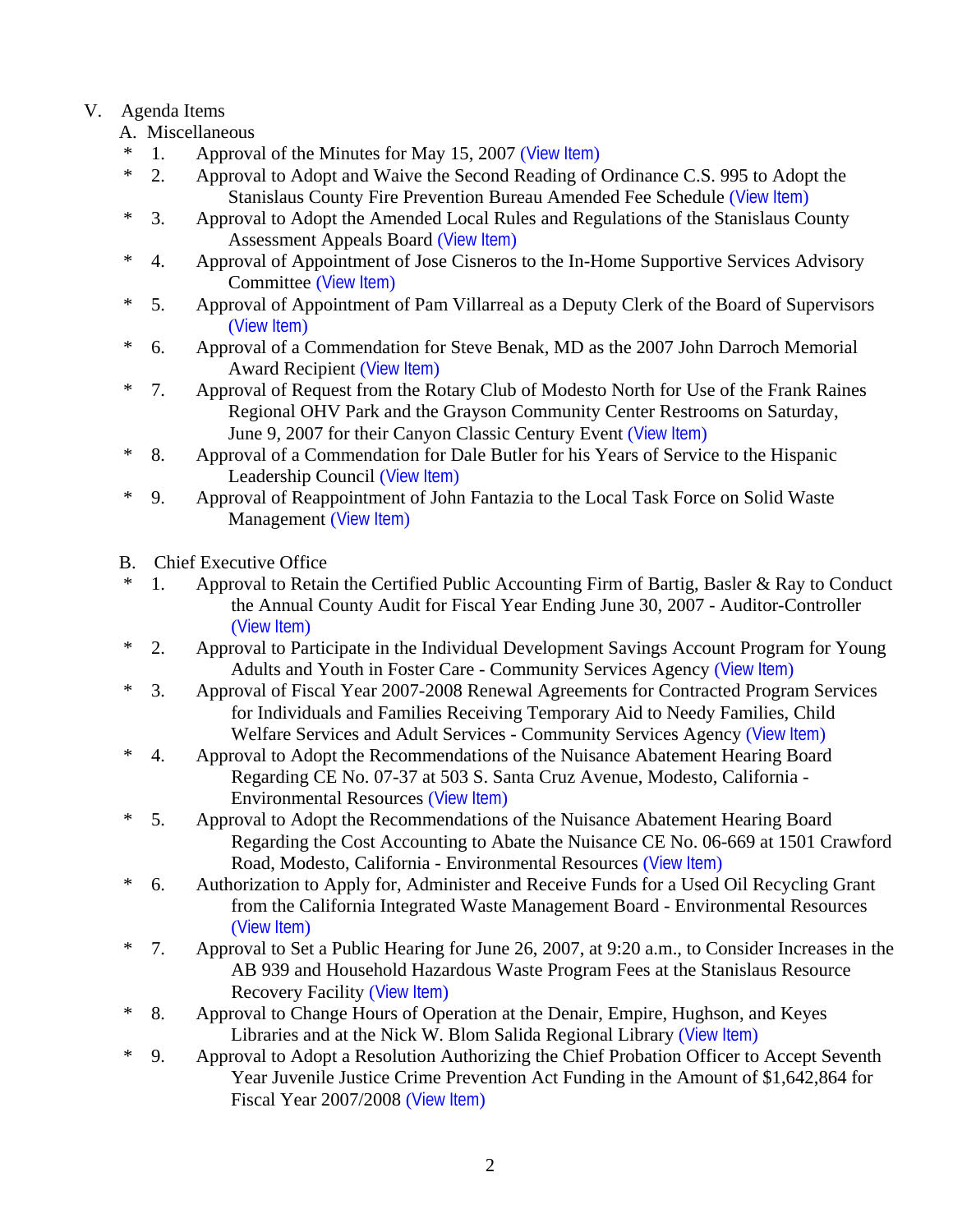V. Agenda Items

A. Miscellaneous

- \* 1. Approval of the Minutes for May 15, 2007 (View Item)
- \* 2. Approval to Adopt and Waive the Second Reading of Ordinance C.S. 995 to Adopt the Stanislaus County Fire Prevention Bureau Amended Fee Schedule (View Item)
- \* 3. Approval to Adopt the Amended Local Rules and Regulations of the Stanislaus County Assessment Appeals Board (View Item)
- \* 4. Approval of Appointment of Jose Cisneros to the In-Home Supportive Services Advisory Committee (View Item)
- \* 5. Approval of Appointment of Pam Villarreal as a Deputy Clerk of the Board of Supervisors (View Item)
- \* 6. Approval of a Commendation for Steve Benak, MD as the 2007 John Darroch Memorial Award Recipient (View Item)
- \* 7. Approval of Request from the Rotary Club of Modesto North for Use of the Frank Raines Regional OHV Park and the Grayson Community Center Restrooms on Saturday, June 9, 2007 for their Canyon Classic Century Event (View Item)
- \* 8. Approval of a Commendation for Dale Butler for his Years of Service to the Hispanic Leadership Council (View Item)
- \* 9. Approval of Reappointment of John Fantazia to the Local Task Force on Solid Waste Management (View Item)

B. Chief Executive Office

- \* 1. Approval to Retain the Certified Public Accounting Firm of Bartig, Basler & Ray to Conduct the Annual County Audit for Fiscal Year Ending June 30, 2007 - Auditor-Controller (View Item)
- \* 2. Approval to Participate in the Individual Development Savings Account Program for Young Adults and Youth in Foster Care - Community Services Agency (View Item)
- \* 3. Approval of Fiscal Year 2007-2008 Renewal Agreements for Contracted Program Services for Individuals and Families Receiving Temporary Aid to Needy Families, Child Welfare Services and Adult Services - Community Services Agency (View Item)
- \* 4. Approval to Adopt the Recommendations of the Nuisance Abatement Hearing Board Regarding CE No. 07-37 at 503 S. Santa Cruz Avenue, Modesto, California - Environmental Resources (View Item)
- \* 5. Approval to Adopt the Recommendations of the Nuisance Abatement Hearing Board Regarding the Cost Accounting to Abate the Nuisance CE No. 06-669 at 1501 Crawford Road, Modesto, California - Environmental Resources (View Item)
- \* 6. Authorization to Apply for, Administer and Receive Funds for a Used Oil Recycling Grant from the California Integrated Waste Management Board - Environmental Resources (View Item)
- \* 7. Approval to Set a Public Hearing for June 26, 2007, at 9:20 a.m., to Consider Increases in the AB 939 and Household Hazardous Waste Program Fees at the Stanislaus Resource Recovery Facility (View Item)
- \* 8. Approval to Change Hours of Operation at the Denair, Empire, Hughson, and Keyes Libraries and at the Nick W. Blom Salida Regional Library (View Item)
- \* 9. Approval to Adopt a Resolution Authorizing the Chief Probation Officer to Accept Seventh Year Juvenile Justice Crime Prevention Act Funding in the Amount of $1,642,864 for Fiscal Year 2007/2008 (View Item)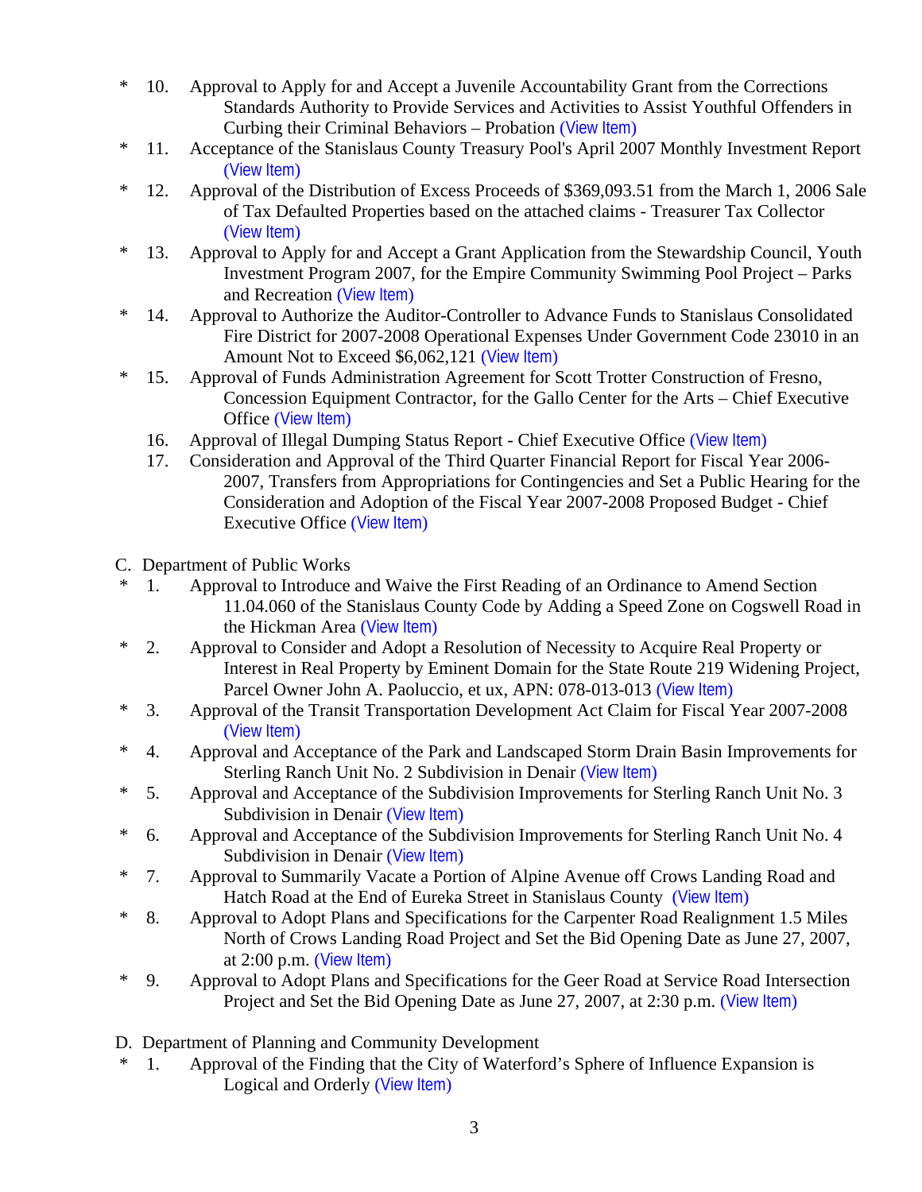\* 10. Approval to Apply for and Accept a Juvenile Accountability Grant from the Corrections Standards Authority to Provide Services and Activities to Assist Youthful Offenders in Curbing their Criminal Behaviors – Probation (View Item)

\* 11. Acceptance of the Stanislaus County Treasury Pool's April 2007 Monthly Investment Report (View Item)

\* 12. Approval of the Distribution of Excess Proceeds of $369,093.51 from the March 1, 2006 Sale of Tax Defaulted Properties based on the attached claims - Treasurer Tax Collector (View Item)

\* 13. Approval to Apply for and Accept a Grant Application from the Stewardship Council, Youth Investment Program 2007, for the Empire Community Swimming Pool Project – Parks and Recreation (View Item)

\* 14. Approval to Authorize the Auditor-Controller to Advance Funds to Stanislaus Consolidated Fire District for 2007-2008 Operational Expenses Under Government Code 23010 in an Amount Not to Exceed $6,062,121 (View Item)

\* 15. Approval of Funds Administration Agreement for Scott Trotter Construction of Fresno, Concession Equipment Contractor, for the Gallo Center for the Arts – Chief Executive Office (View Item)

16. Approval of Illegal Dumping Status Report - Chief Executive Office (View Item)

17. Consideration and Approval of the Third Quarter Financial Report for Fiscal Year 2006-2007, Transfers from Appropriations for Contingencies and Set a Public Hearing for the Consideration and Adoption of the Fiscal Year 2007-2008 Proposed Budget - Chief Executive Office (View Item)

C. Department of Public Works

\* 1. Approval to Introduce and Waive the First Reading of an Ordinance to Amend Section 11.04.060 of the Stanislaus County Code by Adding a Speed Zone on Cogswell Road in the Hickman Area (View Item)

\* 2. Approval to Consider and Adopt a Resolution of Necessity to Acquire Real Property or Interest in Real Property by Eminent Domain for the State Route 219 Widening Project, Parcel Owner John A. Paoluccio, et ux, APN: 078-013-013 (View Item)

\* 3. Approval of the Transit Transportation Development Act Claim for Fiscal Year 2007-2008 (View Item)

\* 4. Approval and Acceptance of the Park and Landscaped Storm Drain Basin Improvements for Sterling Ranch Unit No. 2 Subdivision in Denair (View Item)

\* 5. Approval and Acceptance of the Subdivision Improvements for Sterling Ranch Unit No. 3 Subdivision in Denair (View Item)

\* 6. Approval and Acceptance of the Subdivision Improvements for Sterling Ranch Unit No. 4 Subdivision in Denair (View Item)

\* 7. Approval to Summarily Vacate a Portion of Alpine Avenue off Crows Landing Road and Hatch Road at the End of Eureka Street in Stanislaus County (View Item)

\* 8. Approval to Adopt Plans and Specifications for the Carpenter Road Realignment 1.5 Miles North of Crows Landing Road Project and Set the Bid Opening Date as June 27, 2007, at 2:00 p.m. (View Item)

\* 9. Approval to Adopt Plans and Specifications for the Geer Road at Service Road Intersection Project and Set the Bid Opening Date as June 27, 2007, at 2:30 p.m. (View Item)

D. Department of Planning and Community Development

\* 1. Approval of the Finding that the City of Waterford's Sphere of Influence Expansion is Logical and Orderly (View Item)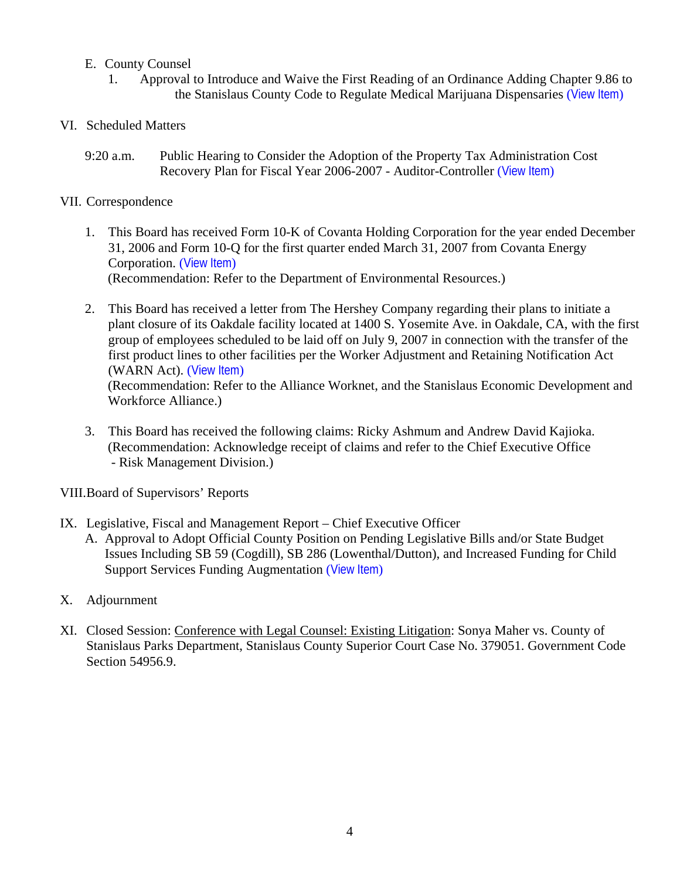E. County Counsel

1. Approval to Introduce and Waive the First Reading of an Ordinance Adding Chapter 9.86 to the Stanislaus County Code to Regulate Medical Marijuana Dispensaries (View Item)

VI. Scheduled Matters

9:20 a.m. Public Hearing to Consider the Adoption of the Property Tax Administration Cost Recovery Plan for Fiscal Year 2006-2007 - Auditor-Controller (View Item)

VII. Correspondence

1. This Board has received Form 10-K of Covanta Holding Corporation for the year ended December 31, 2006 and Form 10-Q for the first quarter ended March 31, 2007 from Covanta Energy Corporation. (View Item)
(Recommendation: Refer to the Department of Environmental Resources.)

2. This Board has received a letter from The Hershey Company regarding their plans to initiate a plant closure of its Oakdale facility located at 1400 S. Yosemite Ave. in Oakdale, CA, with the first group of employees scheduled to be laid off on July 9, 2007 in connection with the transfer of the first product lines to other facilities per the Worker Adjustment and Retaining Notification Act (WARN Act). (View Item)
(Recommendation: Refer to the Alliance Worknet, and the Stanislaus Economic Development and Workforce Alliance.)

3. This Board has received the following claims: Ricky Ashmum and Andrew David Kajioka.
(Recommendation: Acknowledge receipt of claims and refer to the Chief Executive Office - Risk Management Division.)

VIII. Board of Supervisors' Reports

IX. Legislative, Fiscal and Management Report – Chief Executive Officer

A. Approval to Adopt Official County Position on Pending Legislative Bills and/or State Budget Issues Including SB 59 (Cogdill), SB 286 (Lowenthal/Dutton), and Increased Funding for Child Support Services Funding Augmentation (View Item)

X. Adjournment

XI. Closed Session: Conference with Legal Counsel: Existing Litigation: Sonya Maher vs. County of Stanislaus Parks Department, Stanislaus County Superior Court Case No. 379051. Government Code Section 54956.9.